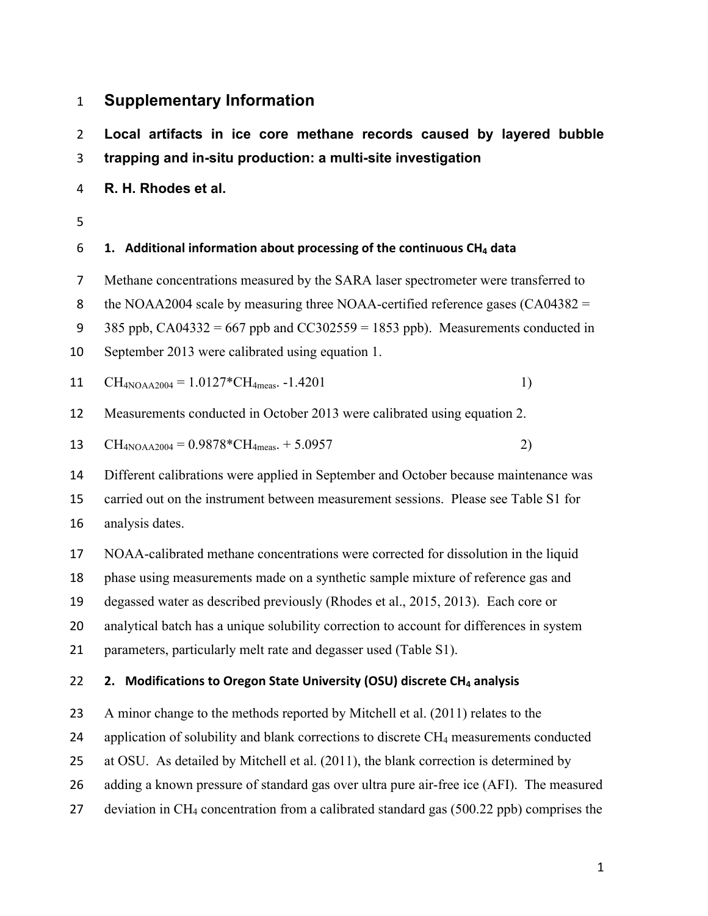# Supplementary Information

## Local artifacts in ice core methane records caused by layered bubble trapping and in-situ production: a multi-site investigation

**R. H. Rhodes et al.**

### 1. Additional information about processing of the continuous $CH_4$ data

Methane concentrations measured by the SARA laser spectrometer were transferred to the NOAA2004 scale by measuring three NOAA-certified reference gases (CA04382 = 385 ppb, CA04332 = 667 ppb and CC302559 = 1853 ppb). Measurements conducted in September 2013 were calibrated using equation 1.

$$CH_{4NOAA2004} = 1.0127 * CH_{4meas.} - 1.4201 \quad (1)$$

Measurements conducted in October 2013 were calibrated using equation 2.

$$CH_{4NOAA2004} = 0.9878 * CH_{4meas.} + 5.0957 \quad (2)$$

Different calibrations were applied in September and October because maintenance was carried out on the instrument between measurement sessions. Please see Table S1 for analysis dates.

NOAA-calibrated methane concentrations were corrected for dissolution in the liquid phase using measurements made on a synthetic sample mixture of reference gas and degassed water as described previously (Rhodes et al., 2015, 2013). Each core or analytical batch has a unique solubility correction to account for differences in system parameters, particularly melt rate and degasser used (Table S1).

### 2. Modifications to Oregon State University (OSU) discrete $CH_4$ analysis

A minor change to the methods reported by Mitchell et al. (2011) relates to the application of solubility and blank corrections to discrete $CH_4$ measurements conducted at OSU. As detailed by Mitchell et al. (2011), the blank correction is determined by adding a known pressure of standard gas over ultra pure air-free ice (AFI). The measured deviation in $CH_4$ concentration from a calibrated standard gas (500.22 ppb) comprises the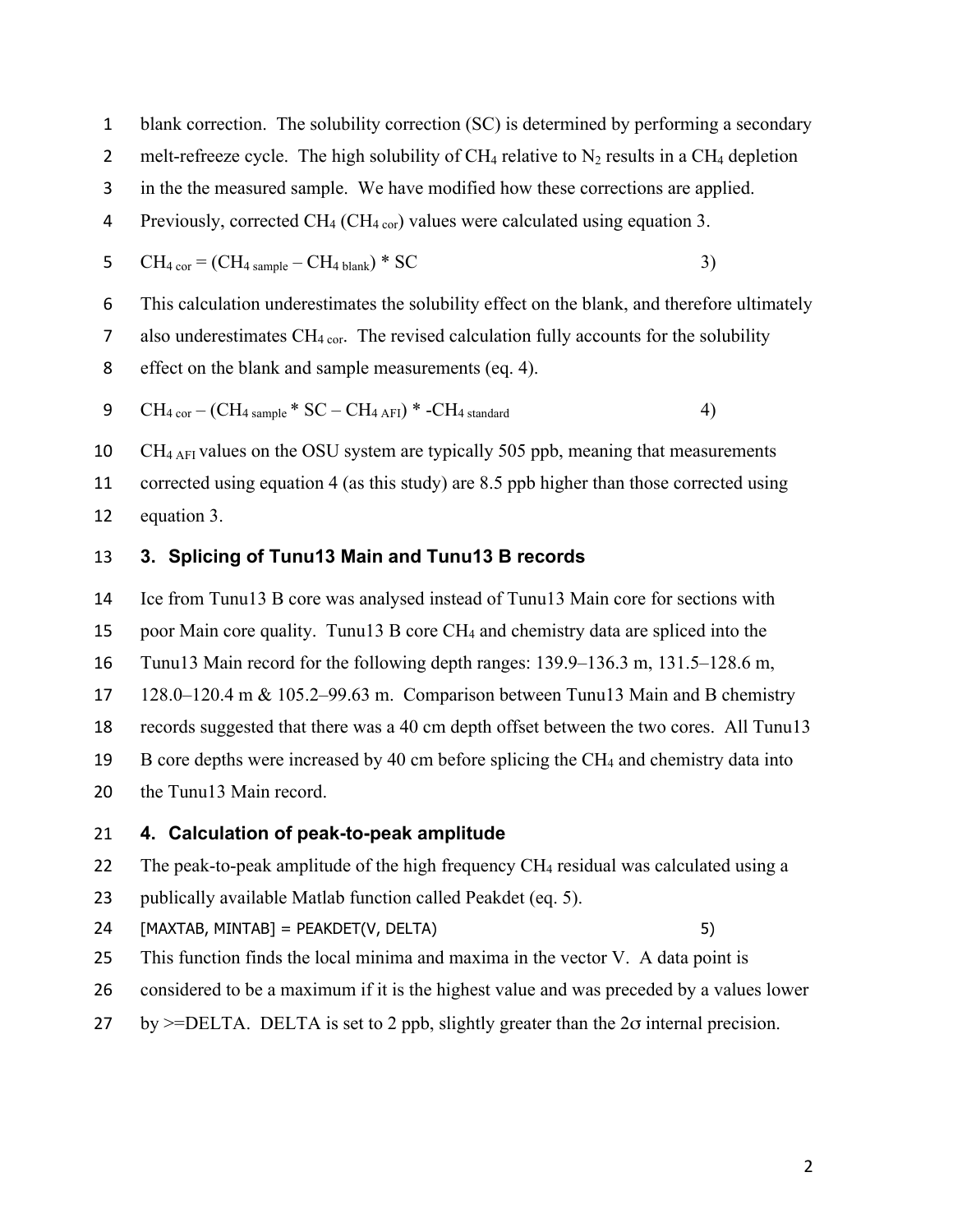blank correction. The solubility correction (SC) is determined by performing a secondary melt-refreeze cycle. The high solubility of $CH_4$ relative to $N_2$ results in a $CH_4$ depletion in the the measured sample. We have modified how these corrections are applied. Previously, corrected $CH_4$ ($CH_{4\ cor}$) values were calculated using equation 3.

$$CH_{4\ cor} = (CH_{4\ sample} - CH_{4\ blank}) * SC \qquad 3)$$

This calculation underestimates the solubility effect on the blank, and therefore ultimately also underestimates $CH_{4\ cor}$. The revised calculation fully accounts for the solubility effect on the blank and sample measurements (eq. 4).

$$CH_{4\ cor} - (CH_{4\ sample} * SC - CH_{4\ AFI}) * -CH_{4\ standard} \qquad 4)$$

$CH_{4\ AFI}$ values on the OSU system are typically 505 ppb, meaning that measurements corrected using equation 4 (as this study) are 8.5 ppb higher than those corrected using equation 3.

## 3. Splicing of Tunu13 Main and Tunu13 B records

Ice from Tunu13 B core was analysed instead of Tunu13 Main core for sections with poor Main core quality. Tunu13 B core $CH_4$ and chemistry data are spliced into the Tunu13 Main record for the following depth ranges: 139.9–136.3 m, 131.5–128.6 m, 128.0–120.4 m & 105.2–99.63 m. Comparison between Tunu13 Main and B chemistry records suggested that there was a 40 cm depth offset between the two cores. All Tunu13 B core depths were increased by 40 cm before splicing the $CH_4$ and chemistry data into the Tunu13 Main record.

## 4. Calculation of peak-to-peak amplitude

The peak-to-peak amplitude of the high frequency $CH_4$ residual was calculated using a publically available Matlab function called Peakdet (eq. 5).

```
[MAXTAB, MINTAB] = PEAKDET(V, DELTA)                5)
```

This function finds the local minima and maxima in the vector V. A data point is considered to be a maximum if it is the highest value and was preceded by a values lower by >=DELTA. DELTA is set to 2 ppb, slightly greater than the 2σ internal precision.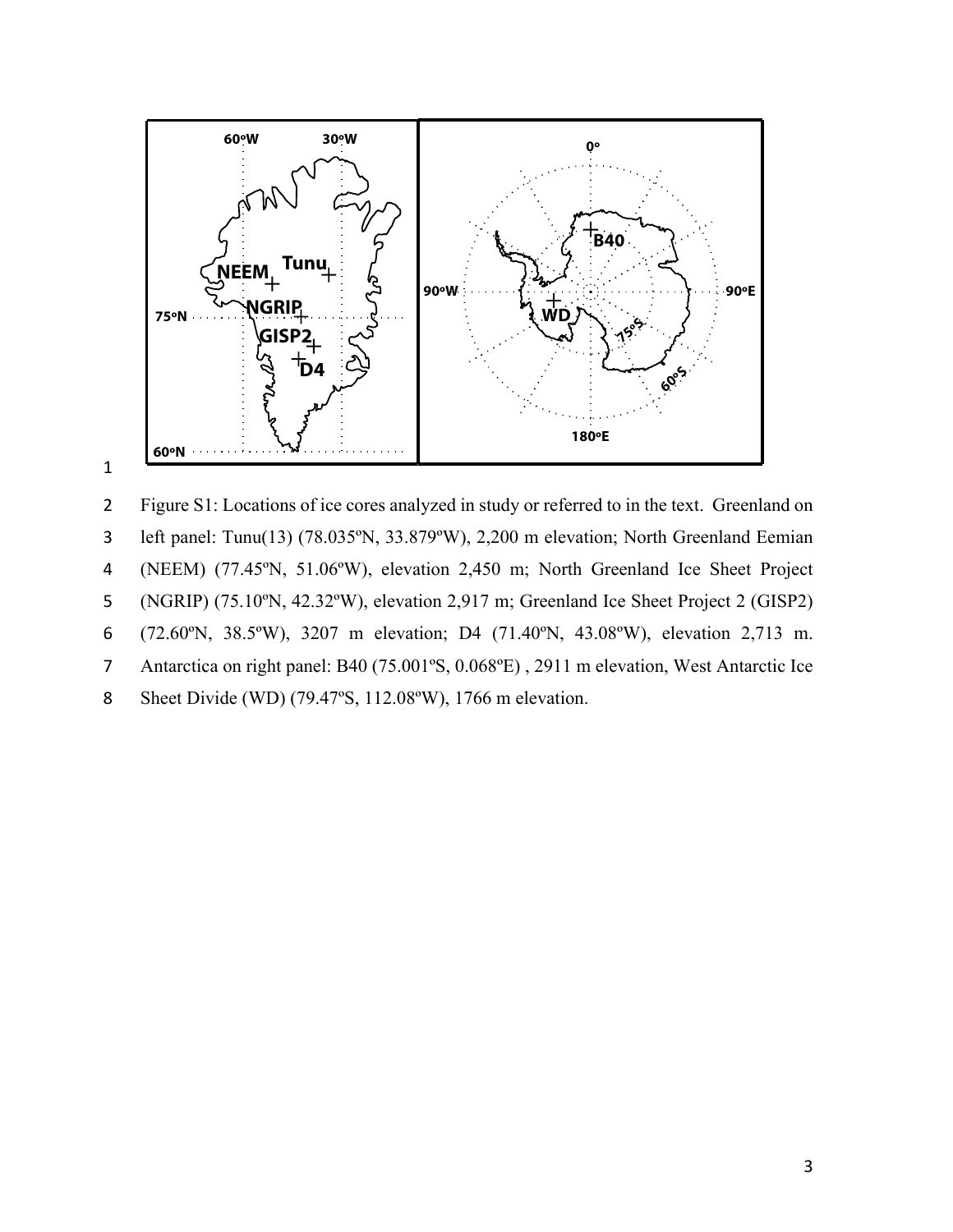Figure S1: Locations of ice cores analyzed in study or referred to in the text. Greenland on left panel: Tunu(13) (78.035ºN, 33.879ºW), 2,200 m elevation; North Greenland Eemian (NEEM) (77.45ºN, 51.06ºW), elevation 2,450 m; North Greenland Ice Sheet Project (NGRIP) (75.10ºN, 42.32ºW), elevation 2,917 m; Greenland Ice Sheet Project 2 (GISP2) (72.60ºN, 38.5ºW), 3207 m elevation; D4 (71.40ºN, 43.08ºW), elevation 2,713 m. Antarctica on right panel: B40 (75.001ºS, 0.068ºE) , 2911 m elevation, West Antarctic Ice Sheet Divide (WD) (79.47ºS, 112.08ºW), 1766 m elevation.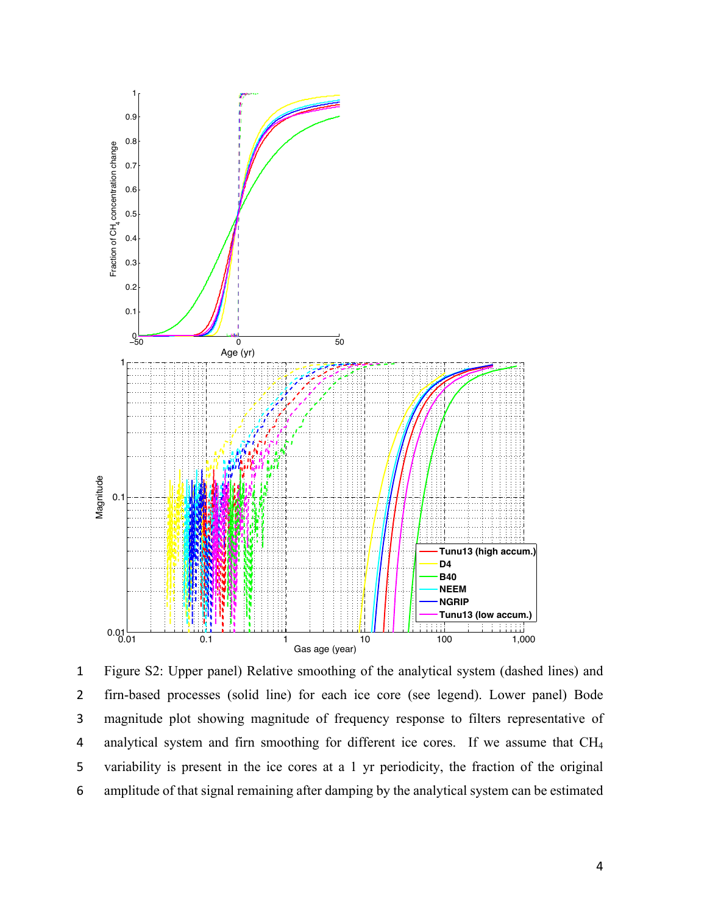Figure S2: Upper panel) Relative smoothing of the analytical system (dashed lines) and firn-based processes (solid line) for each ice core (see legend). Lower panel) Bode magnitude plot showing magnitude of frequency response to filters representative of analytical system and firn smoothing for different ice cores. If we assume that $CH_4$ variability is present in the ice cores at a 1 yr periodicity, the fraction of the original amplitude of that signal remaining after damping by the analytical system can be estimated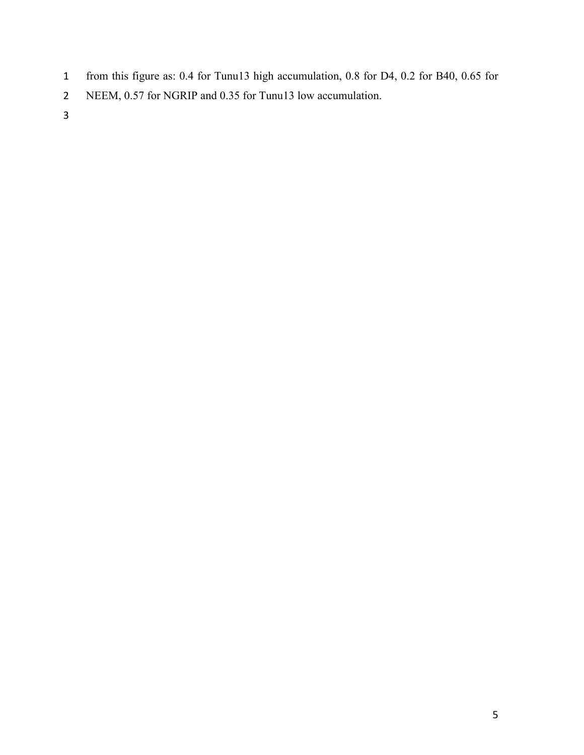from this figure as: 0.4 for Tunu13 high accumulation, 0.8 for D4, 0.2 for B40, 0.65 for NEEM, 0.57 for NGRIP and 0.35 for Tunu13 low accumulation.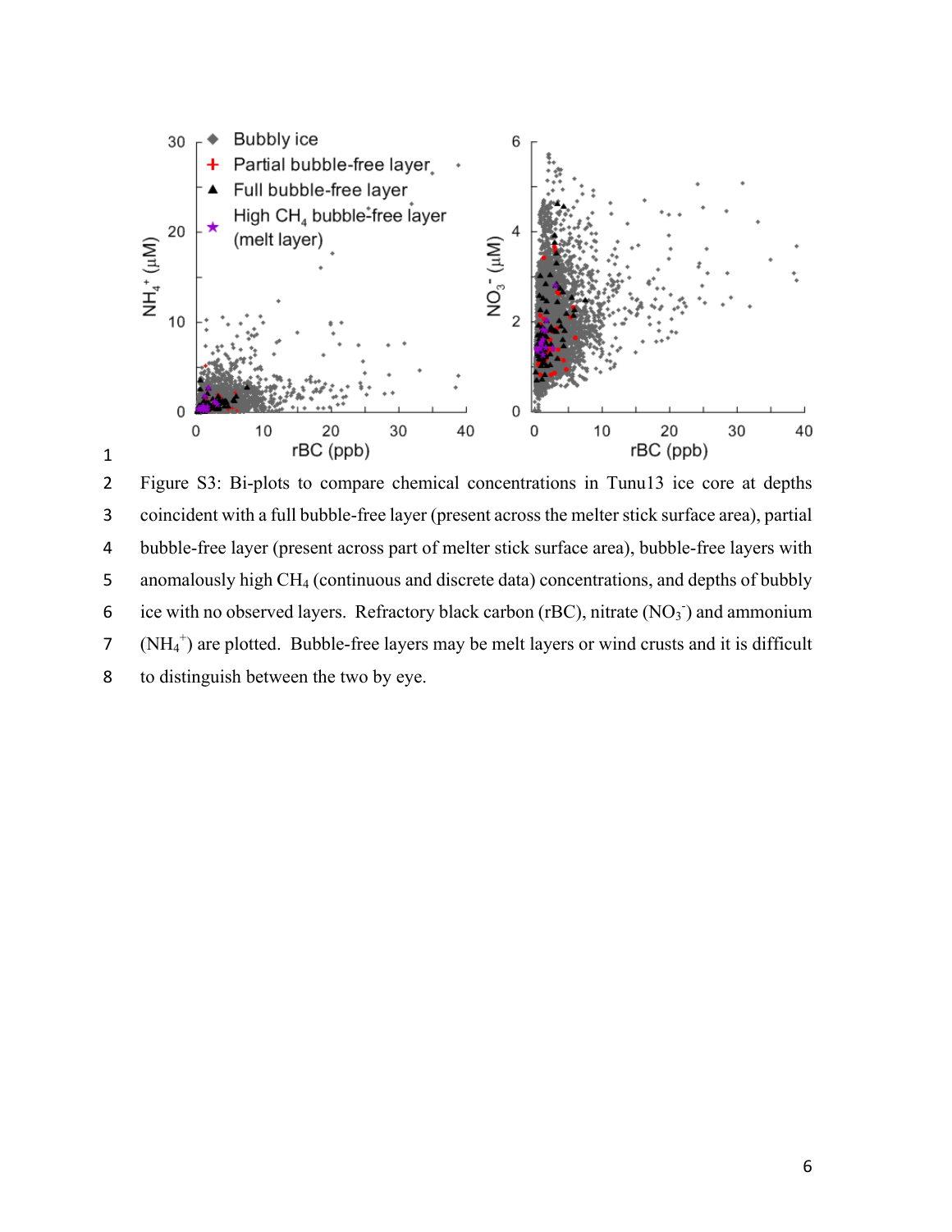Figure S3: Bi-plots to compare chemical concentrations in Tunu13 ice core at depths coincident with a full bubble-free layer (present across the melter stick surface area), partial bubble-free layer (present across part of melter stick surface area), bubble-free layers with anomalously high $CH_4$ (continuous and discrete data) concentrations, and depths of bubbly ice with no observed layers. Refractory black carbon (rBC), nitrate ($NO_3^-$) and ammonium ($NH_4^+$) are plotted. Bubble-free layers may be melt layers or wind crusts and it is difficult to distinguish between the two by eye.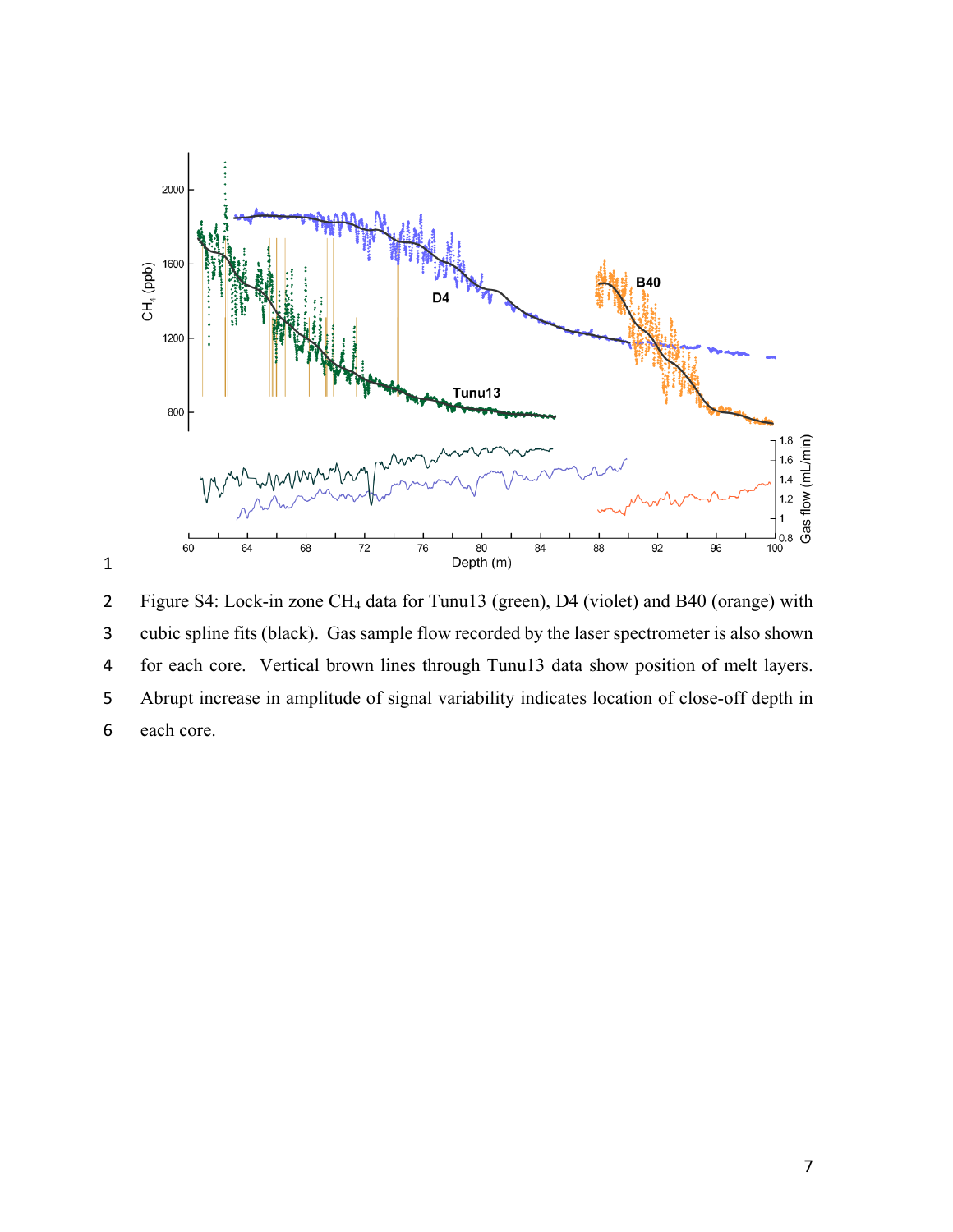Figure S4: Lock-in zone $CH_4$ data for Tunu13 (green), D4 (violet) and B40 (orange) with cubic spline fits (black). Gas sample flow recorded by the laser spectrometer is also shown for each core. Vertical brown lines through Tunu13 data show position of melt layers. Abrupt increase in amplitude of signal variability indicates location of close-off depth in each core.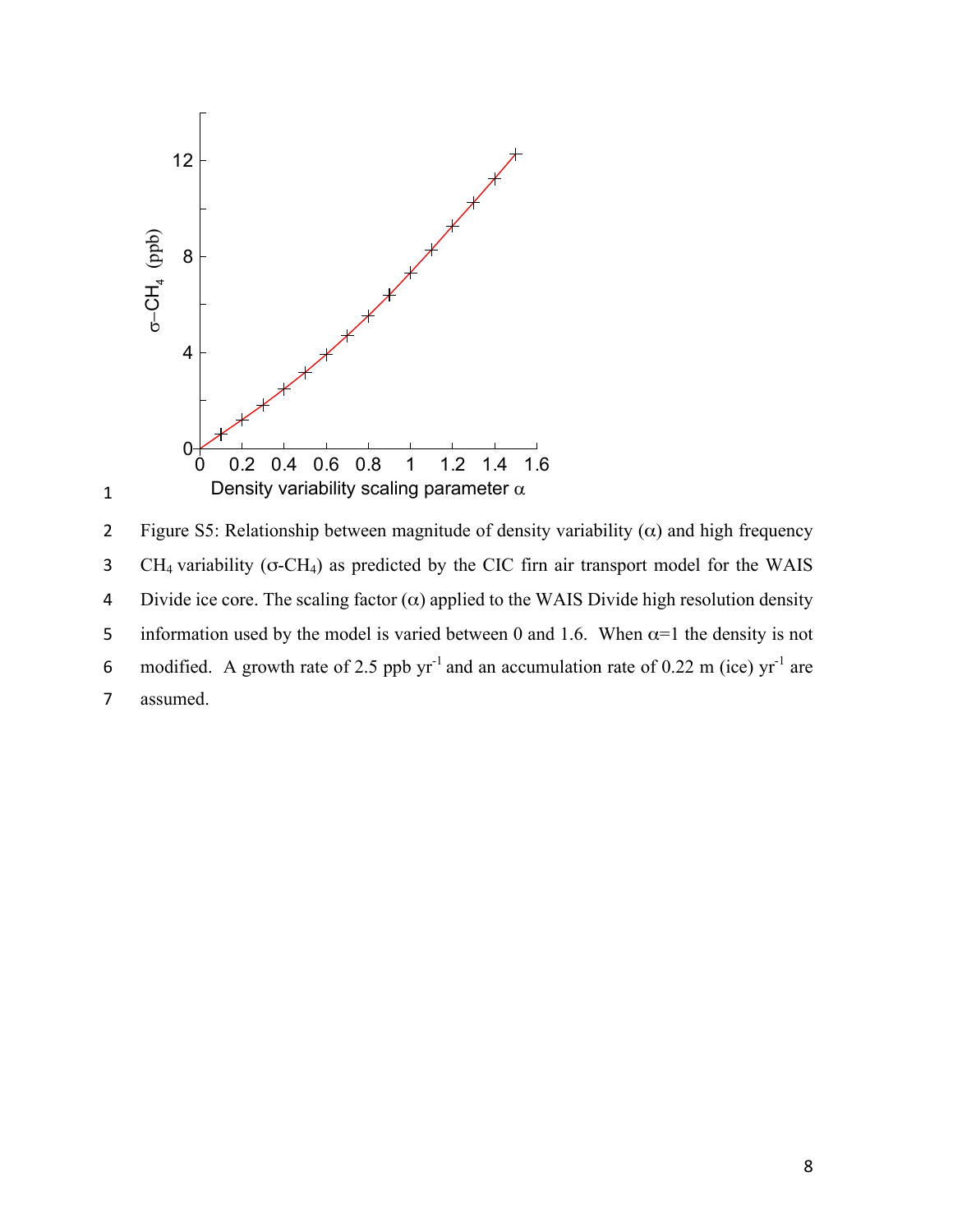Figure S5: Relationship between magnitude of density variability ($\alpha$) and high frequency $CH_4$ variability ($\sigma$-$CH_4$) as predicted by the CIC firn air transport model for the WAIS Divide ice core. The scaling factor ($\alpha$) applied to the WAIS Divide high resolution density information used by the model is varied between 0 and 1.6. When $\alpha$=1 the density is not modified. A growth rate of 2.5 ppb $yr^{-1}$ and an accumulation rate of 0.22 m (ice) $yr^{-1}$ are assumed.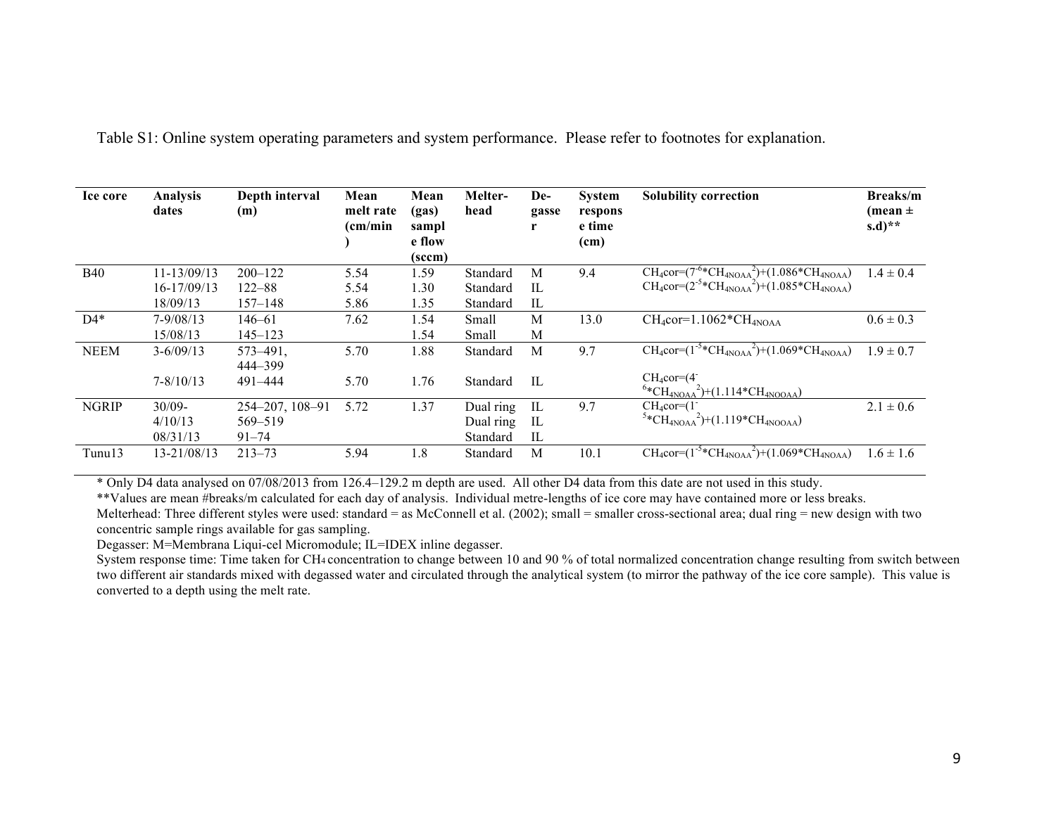Table S1: Online system operating parameters and system performance. Please refer to footnotes for explanation.

| Ice core | Analysis dates | Depth interval (m) | Mean melt rate (cm/min) | Mean (gas) sample flow (sccm) | Melter-head | De-gasser | System response time (cm) | Solubility correction | Breaks/m (mean ± s.d)** |
|---|---|---|---|---|---|---|---|---|---|
| B40 | 11-13/09/13 | 200–122 | 5.54 | 1.59 | Standard | M | 9.4 | $CH_4cor=(7^{-6}*CH_{4NOAA}^{2})+(1.086*CH_{4NOAA})$ | 1.4 ± 0.4 |
| | 16-17/09/13 | 122–88 | 5.54 | 1.30 | Standard | IL | | $CH_4cor=(2^{-5}*CH_{4NOAA}^{2})+(1.085*CH_{4NOAA})$ | |
| | 18/09/13 | 157–148 | 5.86 | 1.35 | Standard | IL | | | |
| D4* | 7-9/08/13 | 146–61 | 7.62 | 1.54 | Small | M | 13.0 | $CH_4cor=1.1062*CH_{4NOAA}$ | 0.6 ± 0.3 |
| | 15/08/13 | 145–123 | | 1.54 | Small | M | | | |
| NEEM | 3-6/09/13 | 573–491, 444–399 | 5.70 | 1.88 | Standard | M | 9.7 | $CH_4cor=(1^{-5}*CH_{4NOAA}^{2})+(1.069*CH_{4NOAA})$ | 1.9 ± 0.7 |
| | 7-8/10/13 | 491–444 | 5.70 | 1.76 | Standard | IL | | $CH_4cor=(4^{-6}*CH_{4NOAA}^{2})+(1.114*CH_{4NOOAA})$ | |
| NGRIP | 30/09-4/10/13 | 254–207, 108–91 | 5.72 | 1.37 | Dual ring | IL | 9.7 | $CH_4cor=(1^{-5}*CH_{4NOAA}^{2})+(1.119*CH_{4NOOAA})$ | 2.1 ± 0.6 |
| | | 569–519 | | | Dual ring | IL | | | |
| | 08/31/13 | 91–74 | | | Standard | IL | | | |
| Tunu13 | 13-21/08/13 | 213–73 | 5.94 | 1.8 | Standard | M | 10.1 | $CH_4cor=(1^{-5}*CH_{4NOAA}^{2})+(1.069*CH_{4NOAA})$ | 1.6 ± 1.6 |

\* Only D4 data analysed on 07/08/2013 from 126.4–129.2 m depth are used. All other D4 data from this date are not used in this study.

\*\*Values are mean #breaks/m calculated for each day of analysis. Individual metre-lengths of ice core may have contained more or less breaks.

Melterhead: Three different styles were used: standard = as McConnell et al. (2002); small = smaller cross-sectional area; dual ring = new design with two concentric sample rings available for gas sampling.

Degasser: M=Membrana Liqui-cel Micromodule; IL=IDEX inline degasser.

System response time: Time taken for $CH_4$ concentration to change between 10 and 90 % of total normalized concentration change resulting from switch between two different air standards mixed with degassed water and circulated through the analytical system (to mirror the pathway of the ice core sample). This value is converted to a depth using the melt rate.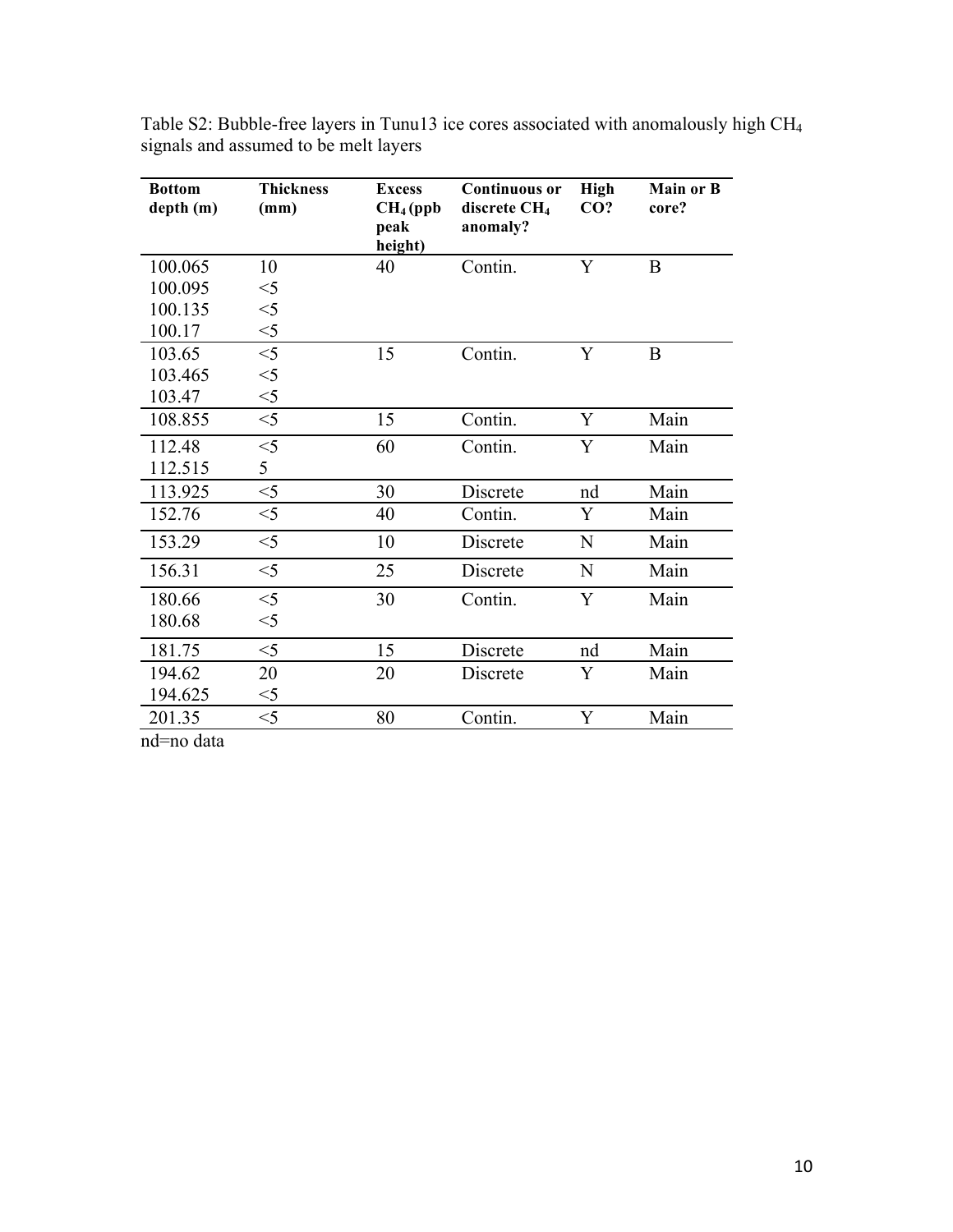Table S2: Bubble-free layers in Tunu13 ice cores associated with anomalously high $CH_4$ signals and assumed to be melt layers

| **Bottom depth (m)** | **Thickness (mm)** | **Excess $CH_4$ (ppb peak height)** | **Continuous or discrete $CH_4$ anomaly?** | **High CO?** | **Main or B core?** |
|---|---|---|---|---|---|
| 100.065 | 10 | 40 | Contin. | Y | B |
| 100.095 | <5 | | | | |
| 100.135 | <5 | | | | |
| 100.17 | <5 | | | | |
| 103.65 | <5 | 15 | Contin. | Y | B |
| 103.465 | <5 | | | | |
| 103.47 | <5 | | | | |
| 108.855 | <5 | 15 | Contin. | Y | Main |
| 112.48 | <5 | 60 | Contin. | Y | Main |
| 112.515 | 5 | | | | |
| 113.925 | <5 | 30 | Discrete | nd | Main |
| 152.76 | <5 | 40 | Contin. | Y | Main |
| 153.29 | <5 | 10 | Discrete | N | Main |
| 156.31 | <5 | 25 | Discrete | N | Main |
| 180.66 | <5 | 30 | Contin. | Y | Main |
| 180.68 | <5 | | | | |
| 181.75 | <5 | 15 | Discrete | nd | Main |
| 194.62 | 20 | 20 | Discrete | Y | Main |
| 194.625 | <5 | | | | |
| 201.35 | <5 | 80 | Contin. | Y | Main |

nd=no data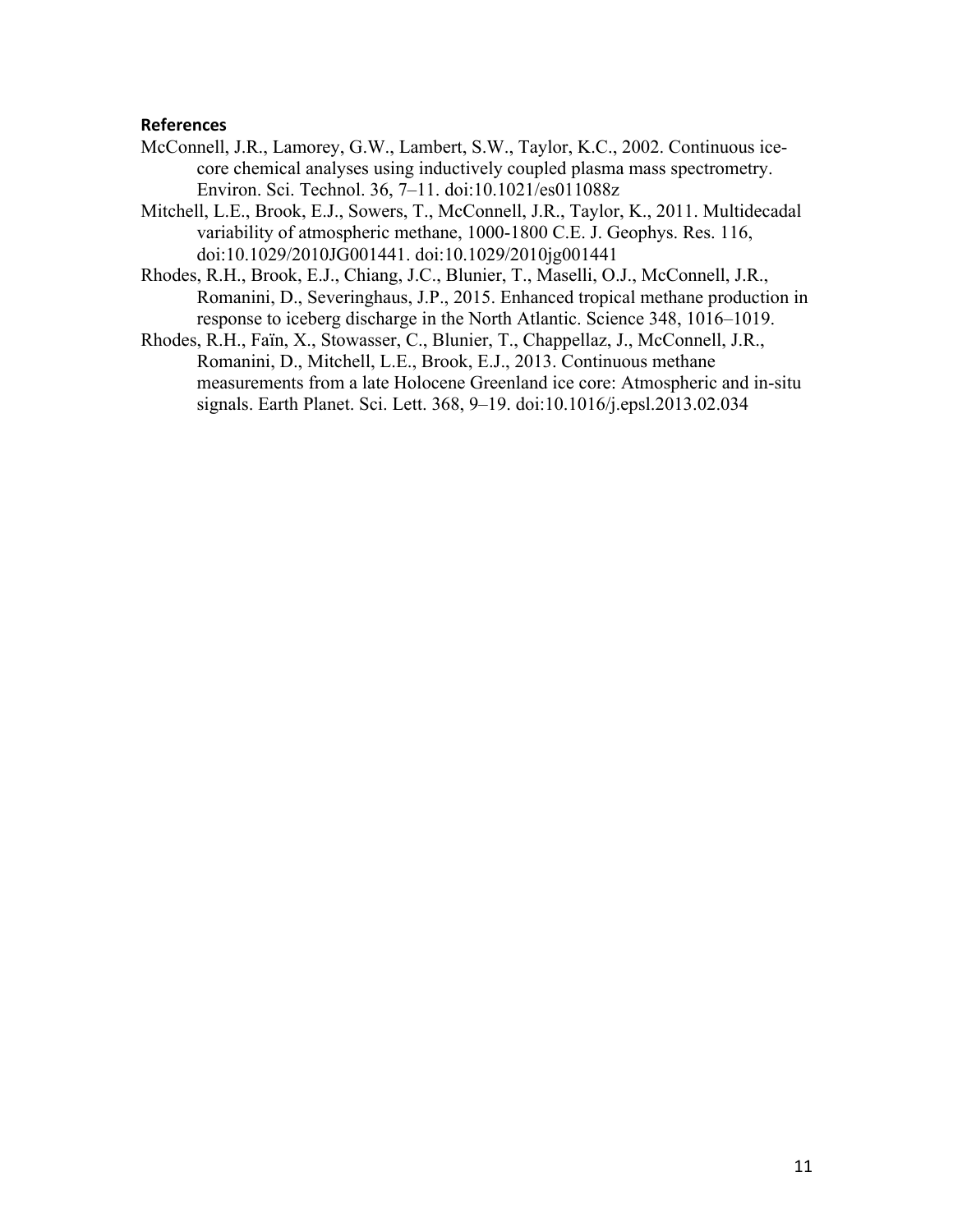**References**

McConnell, J.R., Lamorey, G.W., Lambert, S.W., Taylor, K.C., 2002. Continuous ice-core chemical analyses using inductively coupled plasma mass spectrometry. Environ. Sci. Technol. 36, 7–11. doi:10.1021/es011088z

Mitchell, L.E., Brook, E.J., Sowers, T., McConnell, J.R., Taylor, K., 2011. Multidecadal variability of atmospheric methane, 1000-1800 C.E. J. Geophys. Res. 116, doi:10.1029/2010JG001441. doi:10.1029/2010jg001441

Rhodes, R.H., Brook, E.J., Chiang, J.C., Blunier, T., Maselli, O.J., McConnell, J.R., Romanini, D., Severinghaus, J.P., 2015. Enhanced tropical methane production in response to iceberg discharge in the North Atlantic. Science 348, 1016–1019.

Rhodes, R.H., Faïn, X., Stowasser, C., Blunier, T., Chappellaz, J., McConnell, J.R., Romanini, D., Mitchell, L.E., Brook, E.J., 2013. Continuous methane measurements from a late Holocene Greenland ice core: Atmospheric and in-situ signals. Earth Planet. Sci. Lett. 368, 9–19. doi:10.1016/j.epsl.2013.02.034